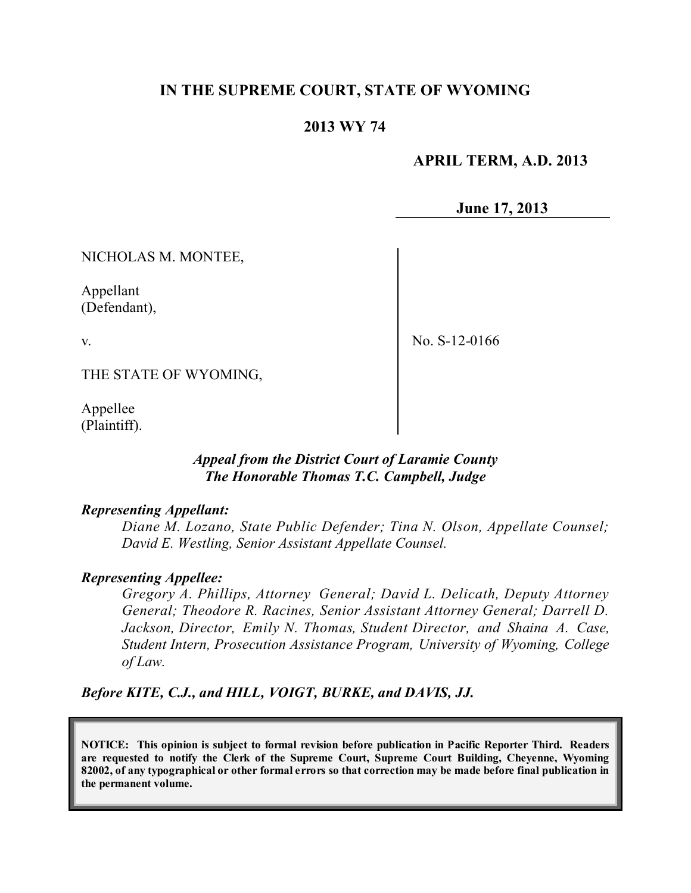# IN THE SUPREME COURT, STATE OF WYOMING

## 2013 WY 74

**APRIL TERM, A.D. 2013**

**June 17, 2013**

NICHOLAS M. MONTEE,

Appellant
(Defendant),

v.

THE STATE OF WYOMING,

Appellee
(Plaintiff).

No. S-12-0166

***Appeal from the District Court of Laramie County***
***The Honorable Thomas T.C. Campbell, Judge***

***Representing Appellant:***

*Diane M. Lozano, State Public Defender; Tina N. Olson, Appellate Counsel; David E. Westling, Senior Assistant Appellate Counsel.*

***Representing Appellee:***

*Gregory A. Phillips, Attorney General; David L. Delicath, Deputy Attorney General; Theodore R. Racines, Senior Assistant Attorney General; Darrell D. Jackson, Director, Emily N. Thomas, Student Director, and Shaina A. Case, Student Intern, Prosecution Assistance Program, University of Wyoming, College of Law.*

***Before KITE, C.J., and HILL, VOIGT, BURKE, and DAVIS, JJ.***

**NOTICE: This opinion is subject to formal revision before publication in Pacific Reporter Third. Readers are requested to notify the Clerk of the Supreme Court, Supreme Court Building, Cheyenne, Wyoming 82002, of any typographical or other formal errors so that correction may be made before final publication in the permanent volume.**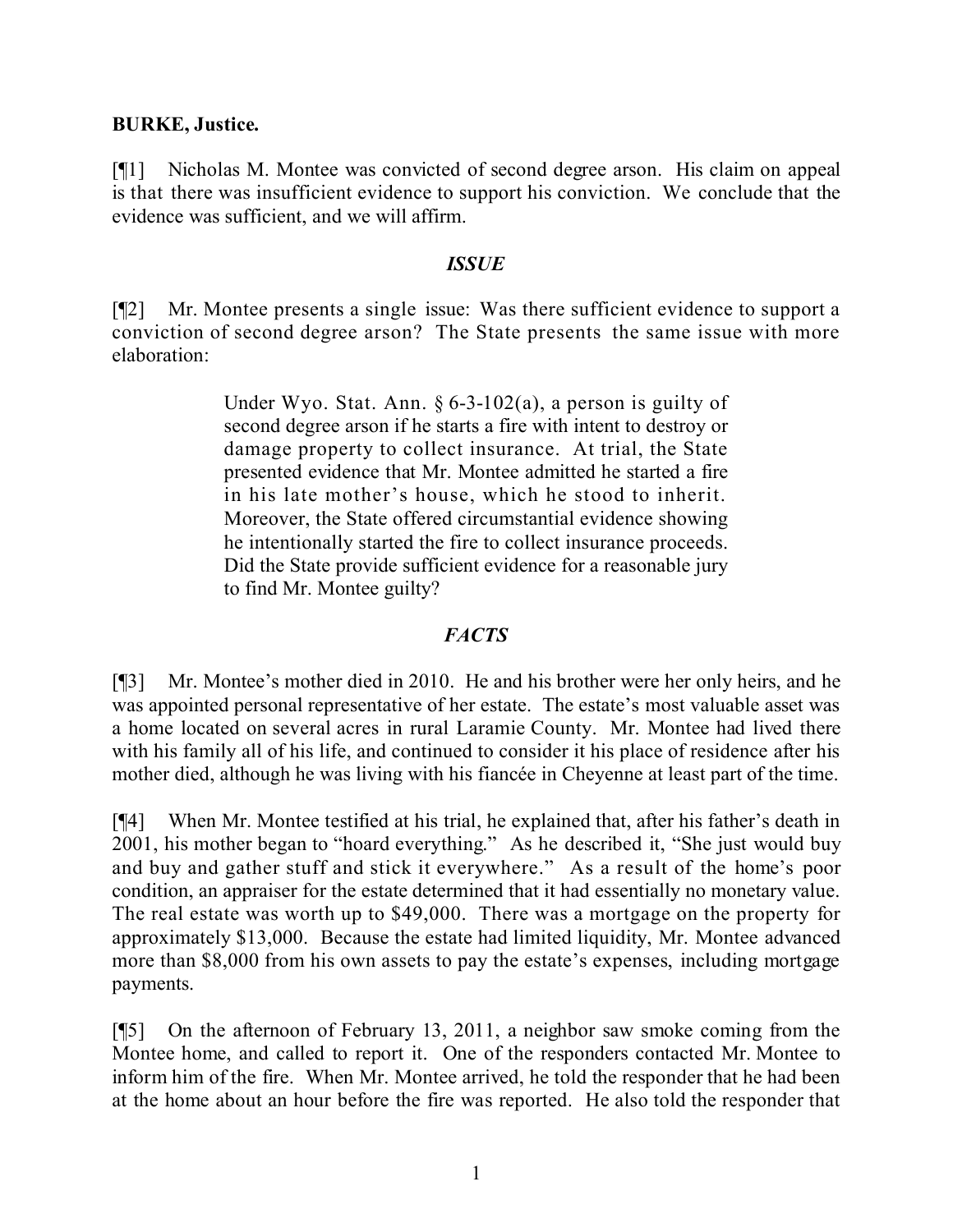**BURKE, Justice.**

[¶1] Nicholas M. Montee was convicted of second degree arson. His claim on appeal is that there was insufficient evidence to support his conviction. We conclude that the evidence was sufficient, and we will affirm.

### *ISSUE*

[¶2] Mr. Montee presents a single issue: Was there sufficient evidence to support a conviction of second degree arson? The State presents the same issue with more elaboration:

> Under Wyo. Stat. Ann. § 6-3-102(a), a person is guilty of second degree arson if he starts a fire with intent to destroy or damage property to collect insurance. At trial, the State presented evidence that Mr. Montee admitted he started a fire in his late mother's house, which he stood to inherit. Moreover, the State offered circumstantial evidence showing he intentionally started the fire to collect insurance proceeds. Did the State provide sufficient evidence for a reasonable jury to find Mr. Montee guilty?

### *FACTS*

[¶3] Mr. Montee's mother died in 2010. He and his brother were her only heirs, and he was appointed personal representative of her estate. The estate's most valuable asset was a home located on several acres in rural Laramie County. Mr. Montee had lived there with his family all of his life, and continued to consider it his place of residence after his mother died, although he was living with his fiancée in Cheyenne at least part of the time.

[¶4] When Mr. Montee testified at his trial, he explained that, after his father's death in 2001, his mother began to "hoard everything." As he described it, "She just would buy and buy and gather stuff and stick it everywhere." As a result of the home's poor condition, an appraiser for the estate determined that it had essentially no monetary value. The real estate was worth up to $49,000. There was a mortgage on the property for approximately $13,000. Because the estate had limited liquidity, Mr. Montee advanced more than $8,000 from his own assets to pay the estate's expenses, including mortgage payments.

[¶5] On the afternoon of February 13, 2011, a neighbor saw smoke coming from the Montee home, and called to report it. One of the responders contacted Mr. Montee to inform him of the fire. When Mr. Montee arrived, he told the responder that he had been at the home about an hour before the fire was reported. He also told the responder that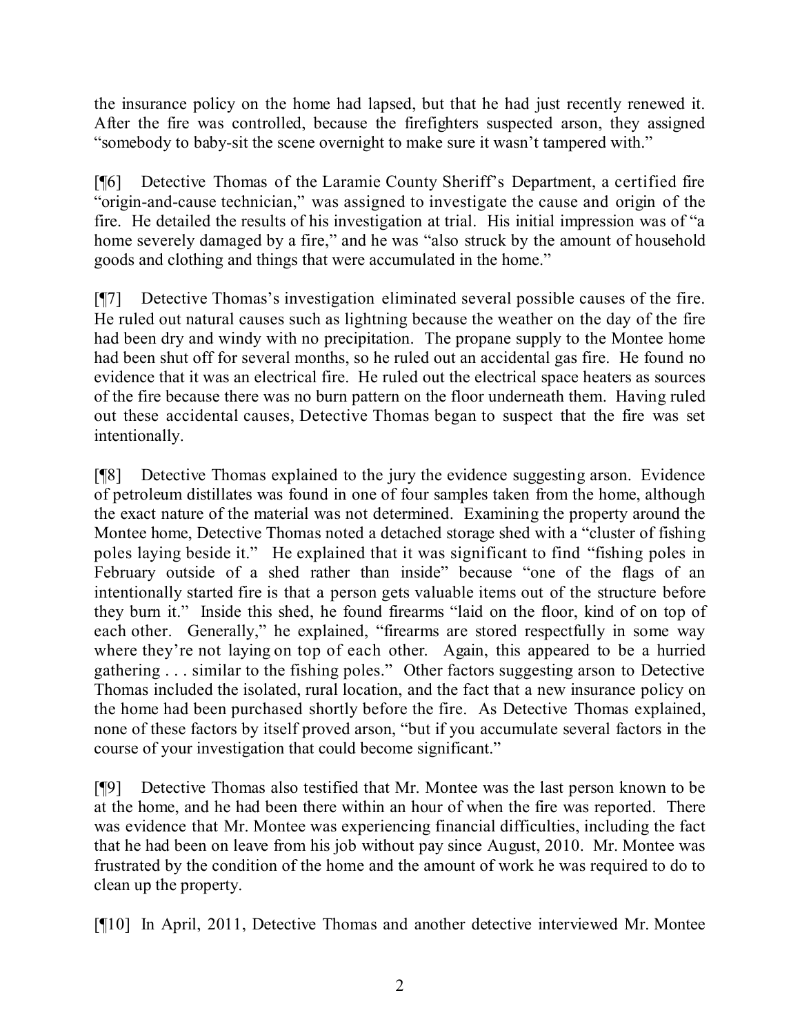the insurance policy on the home had lapsed, but that he had just recently renewed it. After the fire was controlled, because the firefighters suspected arson, they assigned "somebody to baby-sit the scene overnight to make sure it wasn't tampered with."

[¶6] Detective Thomas of the Laramie County Sheriff's Department, a certified fire "origin-and-cause technician," was assigned to investigate the cause and origin of the fire. He detailed the results of his investigation at trial. His initial impression was of "a home severely damaged by a fire," and he was "also struck by the amount of household goods and clothing and things that were accumulated in the home."

[¶7] Detective Thomas's investigation eliminated several possible causes of the fire. He ruled out natural causes such as lightning because the weather on the day of the fire had been dry and windy with no precipitation. The propane supply to the Montee home had been shut off for several months, so he ruled out an accidental gas fire. He found no evidence that it was an electrical fire. He ruled out the electrical space heaters as sources of the fire because there was no burn pattern on the floor underneath them. Having ruled out these accidental causes, Detective Thomas began to suspect that the fire was set intentionally.

[¶8] Detective Thomas explained to the jury the evidence suggesting arson. Evidence of petroleum distillates was found in one of four samples taken from the home, although the exact nature of the material was not determined. Examining the property around the Montee home, Detective Thomas noted a detached storage shed with a "cluster of fishing poles laying beside it." He explained that it was significant to find "fishing poles in February outside of a shed rather than inside" because "one of the flags of an intentionally started fire is that a person gets valuable items out of the structure before they burn it." Inside this shed, he found firearms "laid on the floor, kind of on top of each other. Generally," he explained, "firearms are stored respectfully in some way where they're not laying on top of each other. Again, this appeared to be a hurried gathering . . . similar to the fishing poles." Other factors suggesting arson to Detective Thomas included the isolated, rural location, and the fact that a new insurance policy on the home had been purchased shortly before the fire. As Detective Thomas explained, none of these factors by itself proved arson, "but if you accumulate several factors in the course of your investigation that could become significant."

[¶9] Detective Thomas also testified that Mr. Montee was the last person known to be at the home, and he had been there within an hour of when the fire was reported. There was evidence that Mr. Montee was experiencing financial difficulties, including the fact that he had been on leave from his job without pay since August, 2010. Mr. Montee was frustrated by the condition of the home and the amount of work he was required to do to clean up the property.

[¶10] In April, 2011, Detective Thomas and another detective interviewed Mr. Montee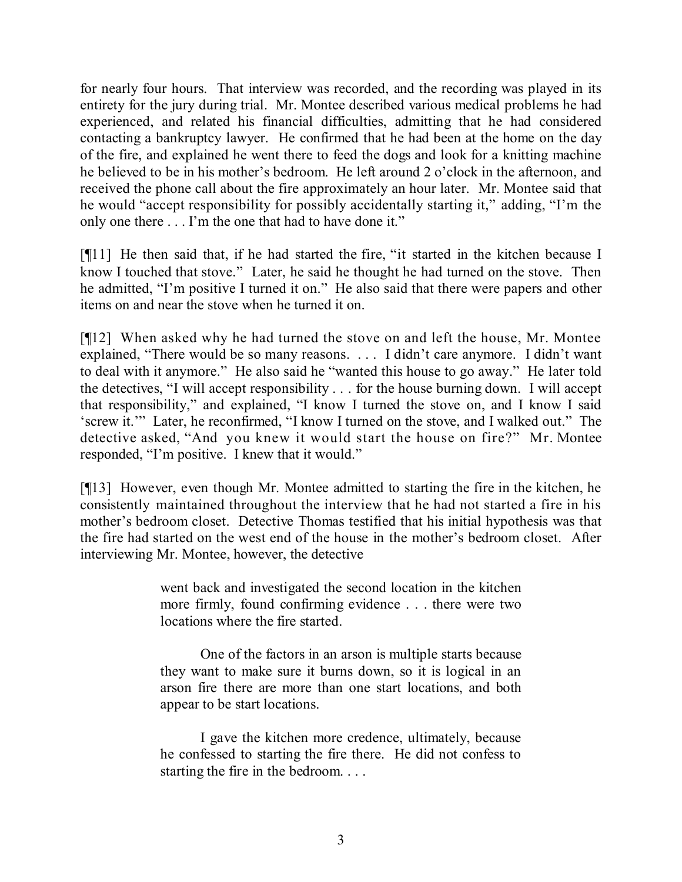for nearly four hours. That interview was recorded, and the recording was played in its entirety for the jury during trial. Mr. Montee described various medical problems he had experienced, and related his financial difficulties, admitting that he had considered contacting a bankruptcy lawyer. He confirmed that he had been at the home on the day of the fire, and explained he went there to feed the dogs and look for a knitting machine he believed to be in his mother's bedroom. He left around 2 o'clock in the afternoon, and received the phone call about the fire approximately an hour later. Mr. Montee said that he would "accept responsibility for possibly accidentally starting it," adding, "I'm the only one there . . . I'm the one that had to have done it."

[¶11] He then said that, if he had started the fire, "it started in the kitchen because I know I touched that stove." Later, he said he thought he had turned on the stove. Then he admitted, "I'm positive I turned it on." He also said that there were papers and other items on and near the stove when he turned it on.

[¶12] When asked why he had turned the stove on and left the house, Mr. Montee explained, "There would be so many reasons. . . . I didn't care anymore. I didn't want to deal with it anymore." He also said he "wanted this house to go away." He later told the detectives, "I will accept responsibility . . . for the house burning down. I will accept that responsibility," and explained, "I know I turned the stove on, and I know I said 'screw it.'" Later, he reconfirmed, "I know I turned on the stove, and I walked out." The detective asked, "And you knew it would start the house on fire?" Mr. Montee responded, "I'm positive. I knew that it would."

[¶13] However, even though Mr. Montee admitted to starting the fire in the kitchen, he consistently maintained throughout the interview that he had not started a fire in his mother's bedroom closet. Detective Thomas testified that his initial hypothesis was that the fire had started on the west end of the house in the mother's bedroom closet. After interviewing Mr. Montee, however, the detective

> went back and investigated the second location in the kitchen more firmly, found confirming evidence . . . there were two locations where the fire started.
>
> One of the factors in an arson is multiple starts because they want to make sure it burns down, so it is logical in an arson fire there are more than one start locations, and both appear to be start locations.
>
> I gave the kitchen more credence, ultimately, because he confessed to starting the fire there. He did not confess to starting the fire in the bedroom. . . .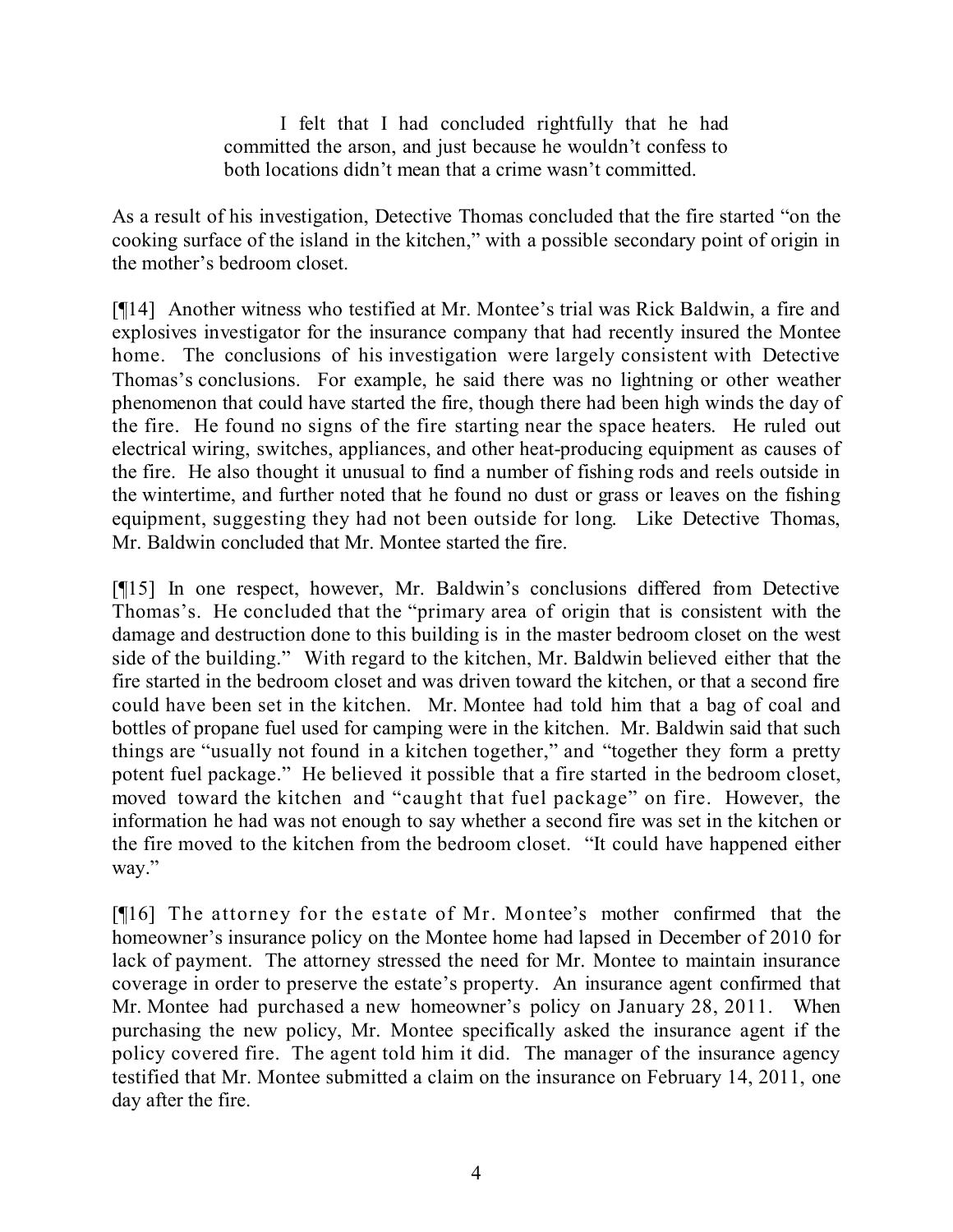> I felt that I had concluded rightfully that he had committed the arson, and just because he wouldn't confess to both locations didn't mean that a crime wasn't committed.

As a result of his investigation, Detective Thomas concluded that the fire started "on the cooking surface of the island in the kitchen," with a possible secondary point of origin in the mother's bedroom closet.

[¶14] Another witness who testified at Mr. Montee's trial was Rick Baldwin, a fire and explosives investigator for the insurance company that had recently insured the Montee home. The conclusions of his investigation were largely consistent with Detective Thomas's conclusions. For example, he said there was no lightning or other weather phenomenon that could have started the fire, though there had been high winds the day of the fire. He found no signs of the fire starting near the space heaters. He ruled out electrical wiring, switches, appliances, and other heat-producing equipment as causes of the fire. He also thought it unusual to find a number of fishing rods and reels outside in the wintertime, and further noted that he found no dust or grass or leaves on the fishing equipment, suggesting they had not been outside for long. Like Detective Thomas, Mr. Baldwin concluded that Mr. Montee started the fire.

[¶15] In one respect, however, Mr. Baldwin's conclusions differed from Detective Thomas's. He concluded that the "primary area of origin that is consistent with the damage and destruction done to this building is in the master bedroom closet on the west side of the building." With regard to the kitchen, Mr. Baldwin believed either that the fire started in the bedroom closet and was driven toward the kitchen, or that a second fire could have been set in the kitchen. Mr. Montee had told him that a bag of coal and bottles of propane fuel used for camping were in the kitchen. Mr. Baldwin said that such things are "usually not found in a kitchen together," and "together they form a pretty potent fuel package." He believed it possible that a fire started in the bedroom closet, moved toward the kitchen and "caught that fuel package" on fire. However, the information he had was not enough to say whether a second fire was set in the kitchen or the fire moved to the kitchen from the bedroom closet. "It could have happened either way."

[¶16] The attorney for the estate of Mr. Montee's mother confirmed that the homeowner's insurance policy on the Montee home had lapsed in December of 2010 for lack of payment. The attorney stressed the need for Mr. Montee to maintain insurance coverage in order to preserve the estate's property. An insurance agent confirmed that Mr. Montee had purchased a new homeowner's policy on January 28, 2011. When purchasing the new policy, Mr. Montee specifically asked the insurance agent if the policy covered fire. The agent told him it did. The manager of the insurance agency testified that Mr. Montee submitted a claim on the insurance on February 14, 2011, one day after the fire.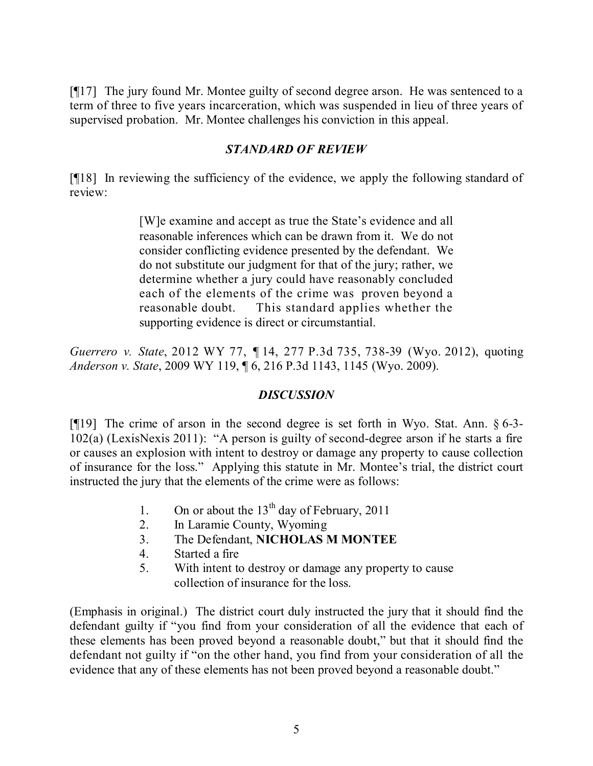[¶17] The jury found Mr. Montee guilty of second degree arson. He was sentenced to a term of three to five years incarceration, which was suspended in lieu of three years of supervised probation. Mr. Montee challenges his conviction in this appeal.

## *STANDARD OF REVIEW*

[¶18] In reviewing the sufficiency of the evidence, we apply the following standard of review:

> [W]e examine and accept as true the State's evidence and all reasonable inferences which can be drawn from it. We do not consider conflicting evidence presented by the defendant. We do not substitute our judgment for that of the jury; rather, we determine whether a jury could have reasonably concluded each of the elements of the crime was proven beyond a reasonable doubt. This standard applies whether the supporting evidence is direct or circumstantial.

*Guerrero v. State*, 2012 WY 77, ¶ 14, 277 P.3d 735, 738-39 (Wyo. 2012), quoting *Anderson v. State*, 2009 WY 119, ¶ 6, 216 P.3d 1143, 1145 (Wyo. 2009).

## *DISCUSSION*

[¶19] The crime of arson in the second degree is set forth in Wyo. Stat. Ann. § 6-3-102(a) (LexisNexis 2011): "A person is guilty of second-degree arson if he starts a fire or causes an explosion with intent to destroy or damage any property to cause collection of insurance for the loss." Applying this statute in Mr. Montee's trial, the district court instructed the jury that the elements of the crime were as follows:

> 1. On or about the 13th day of February, 2011
> 2. In Laramie County, Wyoming
> 3. The Defendant, **NICHOLAS M MONTEE**
> 4. Started a fire
> 5. With intent to destroy or damage any property to cause collection of insurance for the loss.

(Emphasis in original.) The district court duly instructed the jury that it should find the defendant guilty if "you find from your consideration of all the evidence that each of these elements has been proved beyond a reasonable doubt," but that it should find the defendant not guilty if "on the other hand, you find from your consideration of all the evidence that any of these elements has not been proved beyond a reasonable doubt."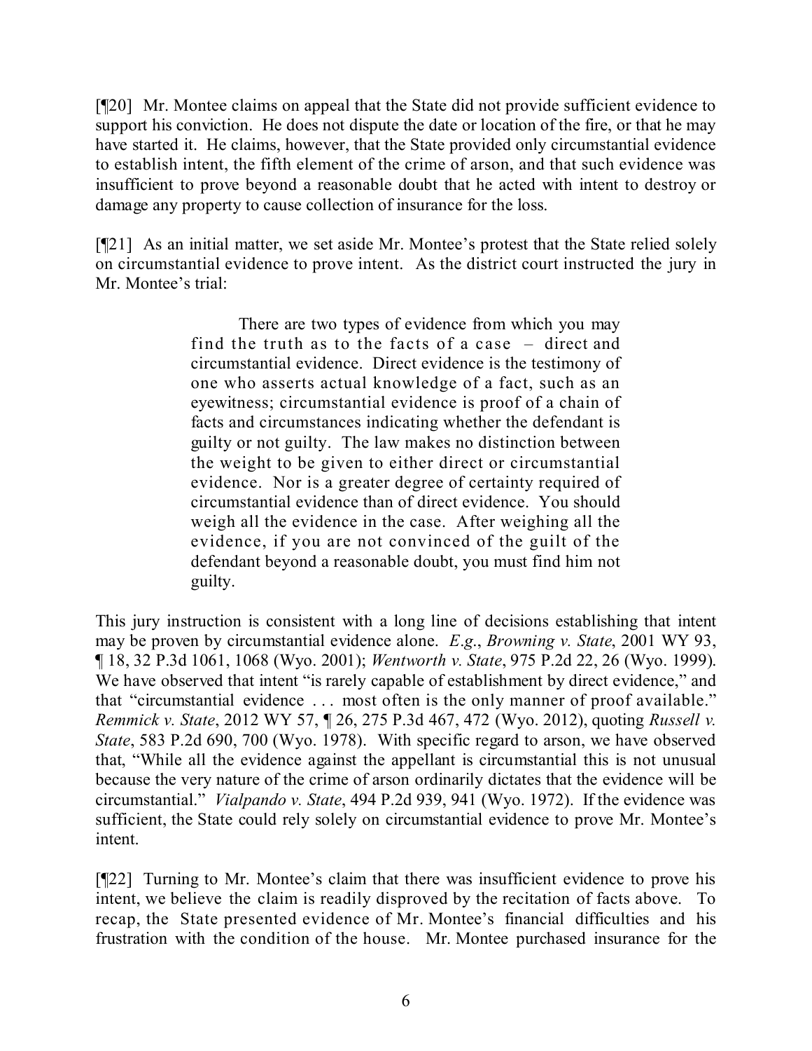[¶20] Mr. Montee claims on appeal that the State did not provide sufficient evidence to support his conviction. He does not dispute the date or location of the fire, or that he may have started it. He claims, however, that the State provided only circumstantial evidence to establish intent, the fifth element of the crime of arson, and that such evidence was insufficient to prove beyond a reasonable doubt that he acted with intent to destroy or damage any property to cause collection of insurance for the loss.

[¶21] As an initial matter, we set aside Mr. Montee's protest that the State relied solely on circumstantial evidence to prove intent. As the district court instructed the jury in Mr. Montee's trial:

> There are two types of evidence from which you may find the truth as to the facts of a case – direct and circumstantial evidence. Direct evidence is the testimony of one who asserts actual knowledge of a fact, such as an eyewitness; circumstantial evidence is proof of a chain of facts and circumstances indicating whether the defendant is guilty or not guilty. The law makes no distinction between the weight to be given to either direct or circumstantial evidence. Nor is a greater degree of certainty required of circumstantial evidence than of direct evidence. You should weigh all the evidence in the case. After weighing all the evidence, if you are not convinced of the guilt of the defendant beyond a reasonable doubt, you must find him not guilty.

This jury instruction is consistent with a long line of decisions establishing that intent may be proven by circumstantial evidence alone. *E.g.*, *Browning v. State*, 2001 WY 93, ¶ 18, 32 P.3d 1061, 1068 (Wyo. 2001); *Wentworth v. State*, 975 P.2d 22, 26 (Wyo. 1999). We have observed that intent "is rarely capable of establishment by direct evidence," and that "circumstantial evidence . . . most often is the only manner of proof available." *Remmick v. State*, 2012 WY 57, ¶ 26, 275 P.3d 467, 472 (Wyo. 2012), quoting *Russell v. State*, 583 P.2d 690, 700 (Wyo. 1978). With specific regard to arson, we have observed that, "While all the evidence against the appellant is circumstantial this is not unusual because the very nature of the crime of arson ordinarily dictates that the evidence will be circumstantial." *Vialpando v. State*, 494 P.2d 939, 941 (Wyo. 1972). If the evidence was sufficient, the State could rely solely on circumstantial evidence to prove Mr. Montee's intent.

[¶22] Turning to Mr. Montee's claim that there was insufficient evidence to prove his intent, we believe the claim is readily disproved by the recitation of facts above. To recap, the State presented evidence of Mr. Montee's financial difficulties and his frustration with the condition of the house. Mr. Montee purchased insurance for the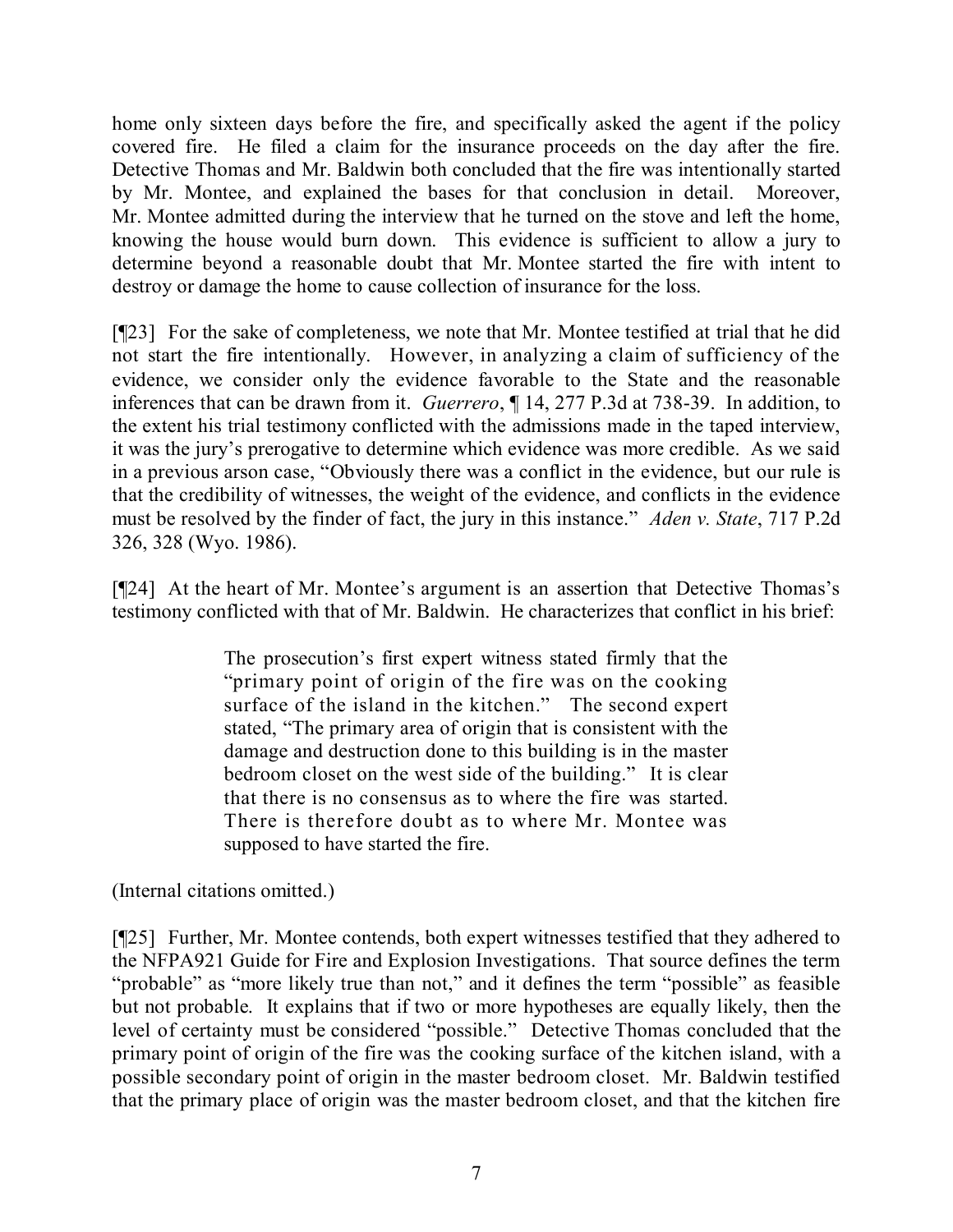home only sixteen days before the fire, and specifically asked the agent if the policy covered fire. He filed a claim for the insurance proceeds on the day after the fire. Detective Thomas and Mr. Baldwin both concluded that the fire was intentionally started by Mr. Montee, and explained the bases for that conclusion in detail. Moreover, Mr. Montee admitted during the interview that he turned on the stove and left the home, knowing the house would burn down. This evidence is sufficient to allow a jury to determine beyond a reasonable doubt that Mr. Montee started the fire with intent to destroy or damage the home to cause collection of insurance for the loss.

[¶23] For the sake of completeness, we note that Mr. Montee testified at trial that he did not start the fire intentionally. However, in analyzing a claim of sufficiency of the evidence, we consider only the evidence favorable to the State and the reasonable inferences that can be drawn from it. *Guerrero*, ¶ 14, 277 P.3d at 738-39. In addition, to the extent his trial testimony conflicted with the admissions made in the taped interview, it was the jury's prerogative to determine which evidence was more credible. As we said in a previous arson case, "Obviously there was a conflict in the evidence, but our rule is that the credibility of witnesses, the weight of the evidence, and conflicts in the evidence must be resolved by the finder of fact, the jury in this instance." *Aden v. State*, 717 P.2d 326, 328 (Wyo. 1986).

[¶24] At the heart of Mr. Montee's argument is an assertion that Detective Thomas's testimony conflicted with that of Mr. Baldwin. He characterizes that conflict in his brief:

> The prosecution's first expert witness stated firmly that the "primary point of origin of the fire was on the cooking surface of the island in the kitchen." The second expert stated, "The primary area of origin that is consistent with the damage and destruction done to this building is in the master bedroom closet on the west side of the building." It is clear that there is no consensus as to where the fire was started. There is therefore doubt as to where Mr. Montee was supposed to have started the fire.

(Internal citations omitted.)

[¶25] Further, Mr. Montee contends, both expert witnesses testified that they adhered to the NFPA921 Guide for Fire and Explosion Investigations. That source defines the term "probable" as "more likely true than not," and it defines the term "possible" as feasible but not probable. It explains that if two or more hypotheses are equally likely, then the level of certainty must be considered "possible." Detective Thomas concluded that the primary point of origin of the fire was the cooking surface of the kitchen island, with a possible secondary point of origin in the master bedroom closet. Mr. Baldwin testified that the primary place of origin was the master bedroom closet, and that the kitchen fire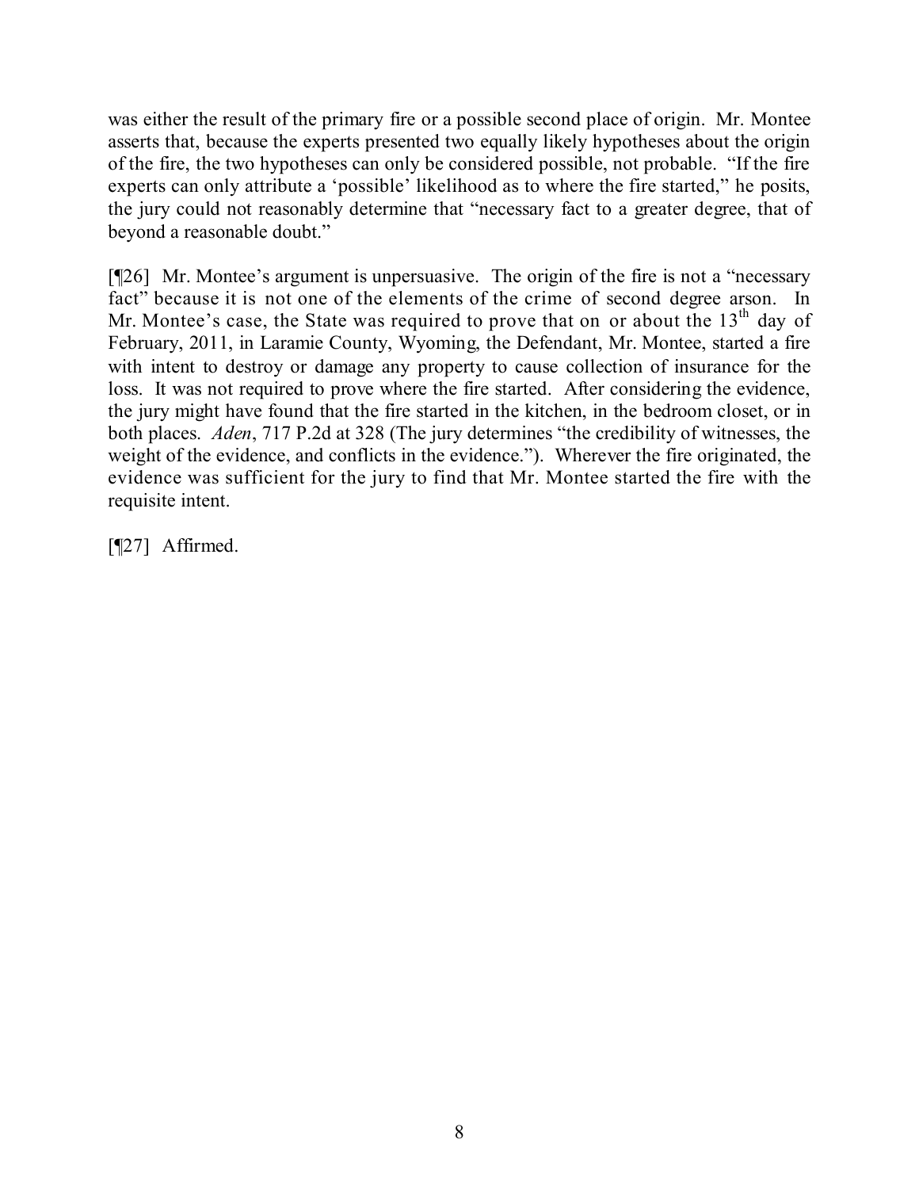was either the result of the primary fire or a possible second place of origin. Mr. Montee asserts that, because the experts presented two equally likely hypotheses about the origin of the fire, the two hypotheses can only be considered possible, not probable. "If the fire experts can only attribute a 'possible' likelihood as to where the fire started," he posits, the jury could not reasonably determine that "necessary fact to a greater degree, that of beyond a reasonable doubt."

[¶26] Mr. Montee's argument is unpersuasive. The origin of the fire is not a "necessary fact" because it is not one of the elements of the crime of second degree arson. In Mr. Montee's case, the State was required to prove that on or about the 13th day of February, 2011, in Laramie County, Wyoming, the Defendant, Mr. Montee, started a fire with intent to destroy or damage any property to cause collection of insurance for the loss. It was not required to prove where the fire started. After considering the evidence, the jury might have found that the fire started in the kitchen, in the bedroom closet, or in both places. *Aden*, 717 P.2d at 328 (The jury determines "the credibility of witnesses, the weight of the evidence, and conflicts in the evidence."). Wherever the fire originated, the evidence was sufficient for the jury to find that Mr. Montee started the fire with the requisite intent.

[¶27] Affirmed.